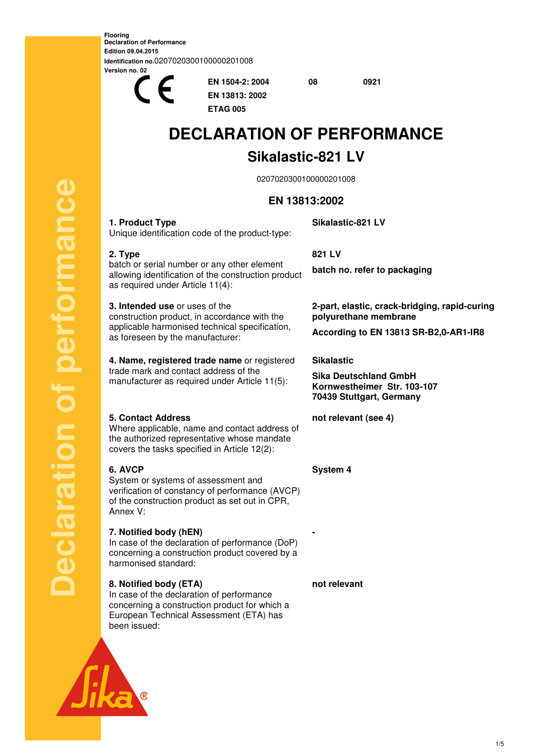**Flooring**
**Declaration of Performance**
**Edition 09.04.2015**
**Identification no.**020702030010000020100 8
**Version no. 02**

| CE | EN 1504-2: 2004 | 08 | 0921 |
|---|---|---|---|
| | EN 13813: 2002 | | |
| | ETAG 005 | | |

# DECLARATION OF PERFORMANCE

## Sikalastic-821 LV

020702030010000020100 8

### EN 13813:2002

| | |
|---|---|
| **1. Product Type**<br>Unique identification code of the product-type: | **Sikalastic-821 LV** |
| **2. Type**<br>batch or serial number or any other element allowing identification of the construction product as required under Article 11(4): | **821 LV**<br>**batch no. refer to packaging** |
| **3. Intended use** or uses of the construction product, in accordance with the applicable harmonised technical specification, as foreseen by the manufacturer: | **2-part, elastic, crack-bridging, rapid-curing polyurethane membrane**<br>**According to EN 13813 SR-B2,0-AR1-IR8** |
| **4. Name, registered trade name** or registered trade mark and contact address of the manufacturer as required under Article 11(5): | **Sikalastic**<br>**Sika Deutschland GmbH**<br>**Kornwestheimer Str. 103-107**<br>**70439 Stuttgart, Germany** |
| **5. Contact Address**<br>Where applicable, name and contact address of the authorized representative whose mandate covers the tasks specified in Article 12(2): | **not relevant (see 4)** |
| **6. AVCP**<br>System or systems of assessment and verification of constancy of performance (AVCP) of the construction product as set out in CPR, Annex V: | **System 4** |
| **7. Notified body (hEN)**<br>In case of the declaration of performance (DoP) concerning a construction product covered by a harmonised standard: | **-** |
| **8. Notified body (ETA)**<br>In case of the declaration of performance concerning a construction product for which a European Technical Assessment (ETA) has been issued: | **not relevant** |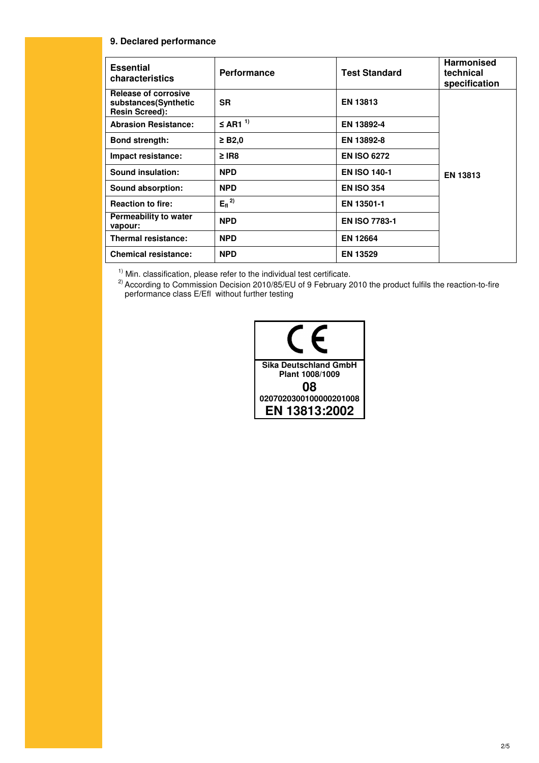## 9. Declared performance

| Essential characteristics | Performance | Test Standard | Harmonised technical specification |
|---|---|---|---|
| **Release of corrosive substances(Synthetic Resin Screed):** | **SR** | **EN 13813** | **EN 13813** |
| **Abrasion Resistance:** | **≤ AR1** [1] | **EN 13892-4** | |
| **Bond strength:** | **≥ B2,0** | **EN 13892-8** | |
| **Impact resistance:** | **≥ IR8** | **EN ISO 6272** | |
| **Sound insulation:** | **NPD** | **EN ISO 140-1** | |
| **Sound absorption:** | **NPD** | **EN ISO 354** | |
| **Reaction to fire:** | $E_{fl}$ [2] | **EN 13501-1** | |
| **Permeability to water vapour:** | **NPD** | **EN ISO 7783-1** | |
| **Thermal resistance:** | **NPD** | **EN 12664** | |
| **Chemical resistance:** | **NPD** | **EN 13529** | |

[1] Min. classification, please refer to the individual test certificate.
[2] According to Commission Decision 2010/85/EU of 9 February 2010 the product fulfils the reaction-to-fire performance class E/Efl without further testing

**CE**

**Sika Deutschland GmbH**
**Plant 1008/1009**
**08**
**0207020300100000201008**
**EN 13813:2002**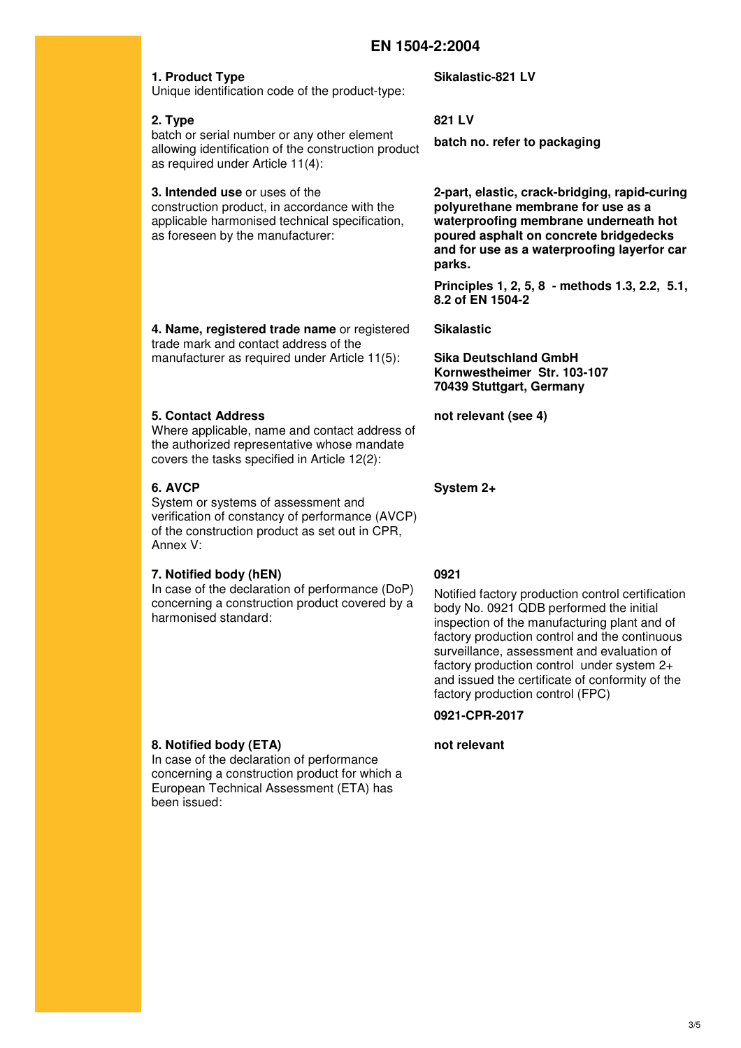# EN 1504-2:2004

| | |
|---|---|
| **1. Product Type**<br>Unique identification code of the product-type: | **Sikalastic-821 LV** |
| **2. Type**<br>batch or serial number or any other element allowing identification of the construction product as required under Article 11(4): | **821 LV**<br><br>**batch no. refer to packaging** |
| **3. Intended use** or uses of the construction product, in accordance with the applicable harmonised technical specification, as foreseen by the manufacturer: | **2-part, elastic, crack-bridging, rapid-curing polyurethane membrane for use as a waterproofing membrane underneath hot poured asphalt on concrete bridgedecks and for use as a waterproofing layerfor car parks.**<br><br>**Principles 1, 2, 5, 8 - methods 1.3, 2.2, 5.1, 8.2 of EN 1504-2** |
| **4. Name, registered trade name** or registered trade mark and contact address of the manufacturer as required under Article 11(5): | **Sikalastic**<br><br>**Sika Deutschland GmbH**<br>**Kornwestheimer Str. 103-107**<br>**70439 Stuttgart, Germany** |
| **5. Contact Address**<br>Where applicable, name and contact address of the authorized representative whose mandate covers the tasks specified in Article 12(2): | **not relevant (see 4)** |
| **6. AVCP**<br>System or systems of assessment and verification of constancy of performance (AVCP) of the construction product as set out in CPR, Annex V: | **System 2+** |
| **7. Notified body (hEN)**<br>In case of the declaration of performance (DoP) concerning a construction product covered by a harmonised standard: | **0921**<br><br>Notified factory production control certification body No. 0921 QDB performed the initial inspection of the manufacturing plant and of factory production control and the continuous surveillance, assessment and evaluation of factory production control under system 2+ and issued the certificate of conformity of the factory production control (FPC)<br><br>**0921-CPR-2017** |
| **8. Notified body (ETA)**<br>In case of the declaration of performance concerning a construction product for which a European Technical Assessment (ETA) has been issued: | **not relevant** |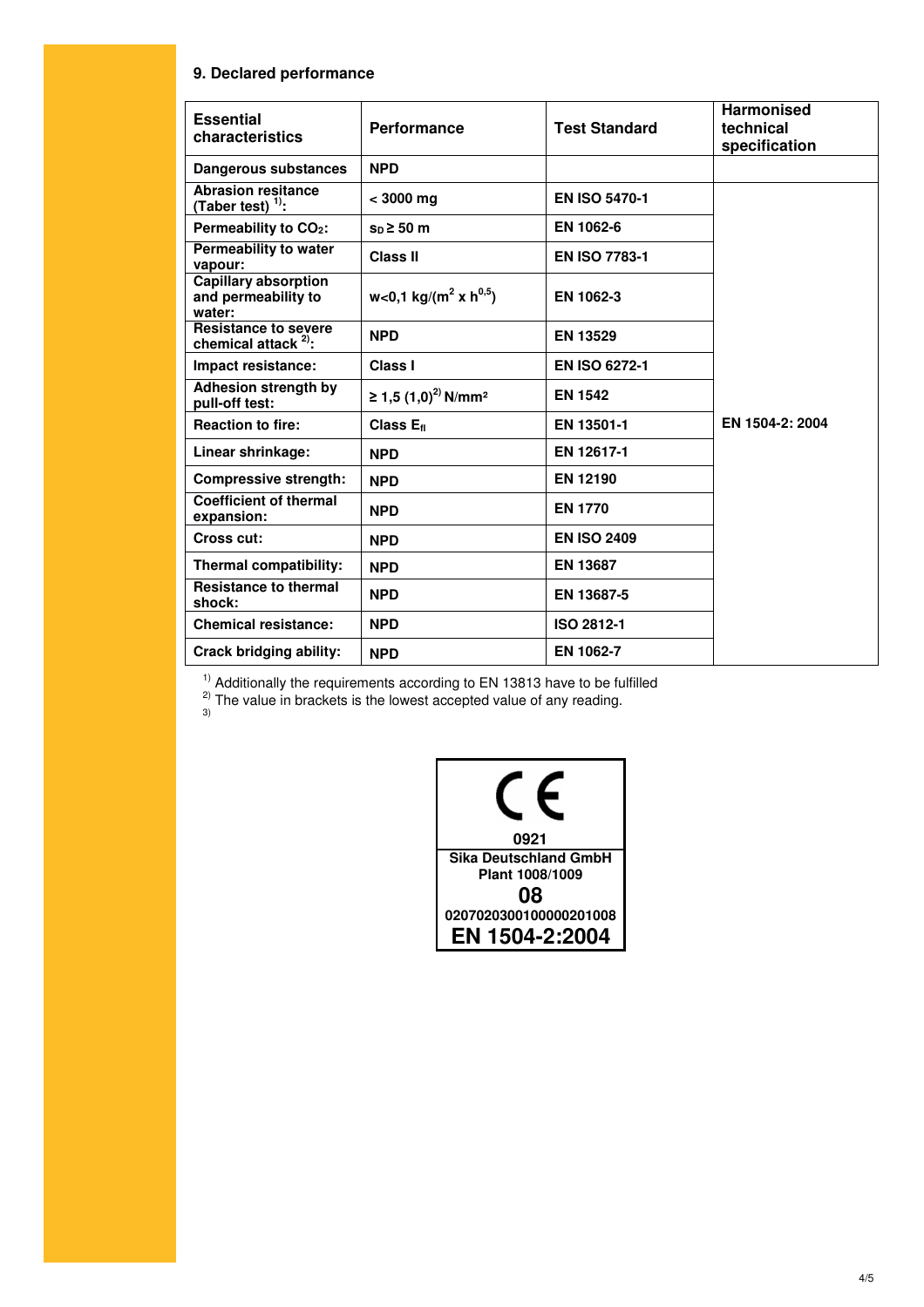### 9. Declared performance

| Essential characteristics | Performance | Test Standard | Harmonised technical specification |
|---|---|---|---|
| Dangerous substances | NPD | | |
| Abrasion resitance (Taber test) [1]: | < 3000 mg | EN ISO 5470-1 | EN 1504-2: 2004 |
| Permeability to $CO_2$: | $s_D \geq 50$ m | EN 1062-6 | |
| Permeability to water vapour: | Class II | EN ISO 7783-1 | |
| Capillary absorption and permeability to water: | $w<0,1$ kg/($m^2$ x $h^{0,5}$) | EN 1062-3 | |
| Resistance to severe chemical attack [2]: | NPD | EN 13529 | |
| Impact resistance: | Class I | EN ISO 6272-1 | |
| Adhesion strength by pull-off test: | ≥ 1,5 (1,0)[2] N/mm² | EN 1542 | |
| Reaction to fire: | Class $E_{fl}$ | EN 13501-1 | |
| Linear shrinkage: | NPD | EN 12617-1 | |
| Compressive strength: | NPD | EN 12190 | |
| Coefficient of thermal expansion: | NPD | EN 1770 | |
| Cross cut: | NPD | EN ISO 2409 | |
| Thermal compatibility: | NPD | EN 13687 | |
| Resistance to thermal shock: | NPD | EN 13687-5 | |
| Chemical resistance: | NPD | ISO 2812-1 | |
| Crack bridging ability: | NPD | EN 1062-7 | |

[1] Additionally the requirements according to EN 13813 have to be fulfilled

[2] The value in brackets is the lowest accepted value of any reading.

[3]

**CE**

**0921**

**Sika Deutschland GmbH**
**Plant 1008/1009**

**08**

**02070203001000002010 08**

**EN 1504-2:2004**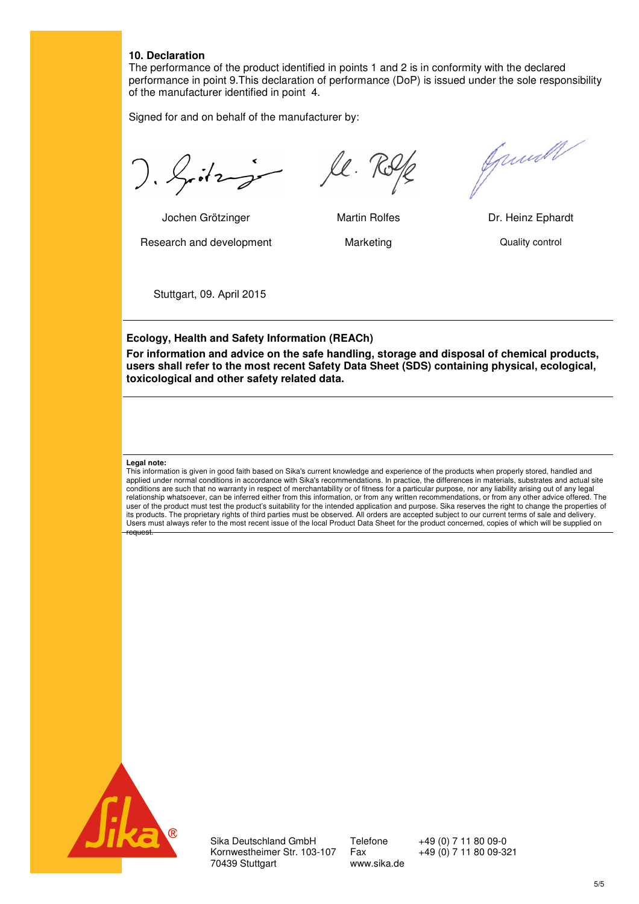### 10. Declaration

The performance of the product identified in points 1 and 2 is in conformity with the declared performance in point 9.This declaration of performance (DoP) is issued under the sole responsibility of the manufacturer identified in point 4.

Signed for and on behalf of the manufacturer by:

| Jochen Grötzinger | Martin Rolfes | Dr. Heinz Ephardt |
|---|---|---|
| Research and development | Marketing | Quality control |

Stuttgart, 09. April 2015

---

**Ecology, Health and Safety Information (REACh)**

**For information and advice on the safe handling, storage and disposal of chemical products, users shall refer to the most recent Safety Data Sheet (SDS) containing physical, ecological, toxicological and other safety related data.**

---

**Legal note:**

This information is given in good faith based on Sika's current knowledge and experience of the products when properly stored, handled and applied under normal conditions in accordance with Sika's recommendations. In practice, the differences in materials, substrates and actual site conditions are such that no warranty in respect of merchantability or of fitness for a particular purpose, nor any liability arising out of any legal relationship whatsoever, can be inferred either from this information, or from any written recommendations, or from any other advice offered. The user of the product must test the product's suitability for the intended application and purpose. Sika reserves the right to change the properties of its products. The proprietary rights of third parties must be observed. All orders are accepted subject to our current terms of sale and delivery. Users must always refer to the most recent issue of the local Product Data Sheet for the product concerned, copies of which will be supplied on request.

Sika Deutschland GmbH
Kornwestheimer Str. 103-107
70439 Stuttgart

Telefone +49 (0) 7 11 80 09-0
Fax +49 (0) 7 11 80 09-321
www.sika.de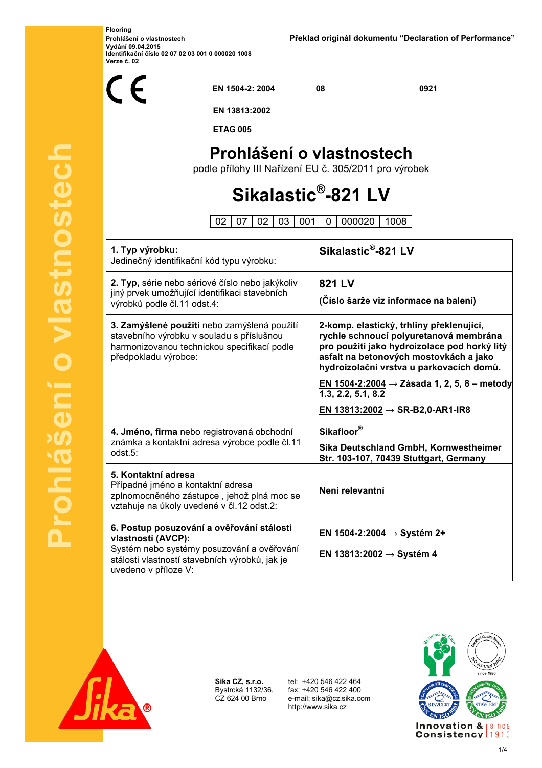Flooring
Prohlášení o vlastnostech
Vydání 09.04.2015
Identifikační číslo 02 07 02 03 001 0 000020 1008
Verze č. 02

Překlad originál dokumentu "Declaration of Performance"

CE

EN 1504-2: 2004 | 08 | 0921

EN 13813:2002

ETAG 005

# Prohlášení o vlastnostech

podle přílohy III Nařízení EU č. 305/2011 pro výrobek

# Sikalastic®-821 LV

| 02 | 07 | 02 | 03 | 001 | 0 | 000020 | 1008 |
|---|---|---|---|---|---|---|---|

| | |
|---|---|
| **1. Typ výrobku:** Jedinečný identifikační kód typu výrobku: | **Sikalastic®-821 LV** |
| **2. Typ,** série nebo sériové číslo nebo jakýkoliv jiný prvek umožňující identifikaci stavebních výrobků podle čl.11 odst.4: | **821 LV** **(Číslo šarže viz informace na balení)** |
| **3. Zamýšlené použití** nebo zamýšlená použití stavebního výrobku v souladu s příslušnou harmonizovanou technickou specifikací podle předpokladu výrobce: | **2-komp. elastický, trhliny překlenující, rychle schnoucí polyuretanová membrána pro použití jako hydroizolace pod horký litý asfalt na betonových mostovkách a jako hydroizolační vrstva u parkovacích domů.** **EN 1504-2:2004 → Zásada 1, 2, 5, 8 – metody 1.3, 2.2, 5.1, 8.2** **EN 13813:2002 → SR-B2,0-AR1-IR8** |
| **4. Jméno, firma** nebo registrovaná obchodní známka a kontaktní adresa výrobce podle čl.11 odst.5: | **Sikafloor®** **Sika Deutschland GmbH, Kornwestheimer Str. 103-107, 70439 Stuttgart, Germany** |
| **5. Kontaktní adresa** Případné jméno a kontaktní adresa zplnomocněného zástupce , jehož plná moc se vztahuje na úkoly uvedené v čl.12 odst.2: | **Není relevantní** |
| **6. Postup posuzování a ověřování stálosti vlastností (AVCP):** Systém nebo systémy posuzování a ověřování stálosti vlastností stavebních výrobků, jak je uvedeno v příloze V: | **EN 1504-2:2004 → Systém 2+** **EN 13813:2002 → Systém 4** |

Sika CZ, s.r.o.
Bystrcká 1132/36,
CZ 624 00 Brno

tel: +420 546 422 464
fax: +420 546 422 400
e-mail: sika@cz.sika.com
http://www.sika.cz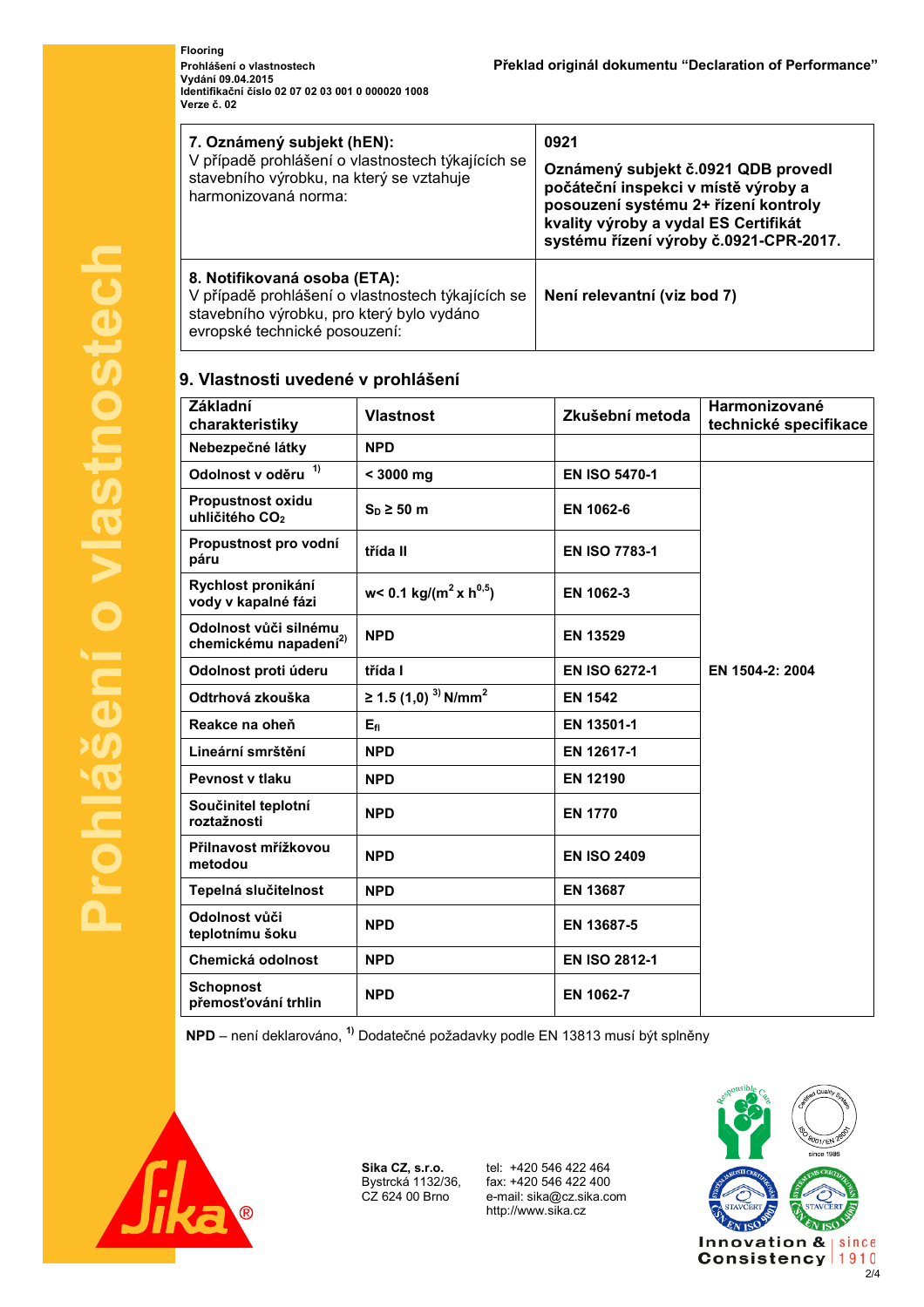| 7. Oznámený subjekt (hEN): V případě prohlášení o vlastnostech týkajících se stavebního výrobku, na který se vztahuje harmonizovaná norma: | 0921 **Oznámený subjekt č.0921 QDB provedl počáteční inspekci v místě výroby a posouzení systému 2+ řízení kontroly kvality výroby a vydal ES Certifikát systému řízení výroby č.0921-CPR-2017.** |
|---|---|
| **8. Notifikovaná osoba (ETA):** V případě prohlášení o vlastnostech týkajících se stavebního výrobku, pro který bylo vydáno evropské technické posouzení: | **Není relevantní (viz bod 7)** |

## 9. Vlastnosti uvedené v prohlášení

| Základní charakteristiky | Vlastnost | Zkušební metoda | Harmonizované technické specifikace |
|---|---|---|---|
| Nebezpečné látky | NPD | | |
| Odolnost v oděru [1] | < 3000 mg | EN ISO 5470-1 | EN 1504-2: 2004 |
| Propustnost oxidu uhličitého $CO_2$ | $S_D \geq 50$ m | EN 1062-6 | |
| Propustnost pro vodní páru | třída II | EN ISO 7783-1 | |
| Rychlost pronikání vody v kapalné fázi | $w < 0.1$ kg/($m^2 \times h^{0,5}$) | EN 1062-3 | |
| Odolnost vůči silnému chemickému napadení[2] | NPD | EN 13529 | |
| Odolnost proti úderu | třída I | EN ISO 6272-1 | |
| Odtrhová zkouška | ≥ 1.5 (1,0) [3] N/mm$^2$ | EN 1542 | |
| Reakce na oheň | $E_{fl}$ | EN 13501-1 | |
| Lineární smrštění | NPD | EN 12617-1 | |
| Pevnost v tlaku | NPD | EN 12190 | |
| Součinitel teplotní roztažnosti | NPD | EN 1770 | |
| Přilnavost mřížkovou metodou | NPD | EN ISO 2409 | |
| Tepelná slučitelnost | NPD | EN 13687 | |
| Odolnost vůči teplotnímu šoku | NPD | EN 13687-5 | |
| Chemická odolnost | NPD | EN ISO 2812-1 | |
| Schopnost přemosťování trhlin | NPD | EN 1062-7 | |

**NPD** – není deklarováno, [1] Dodatečné požadavky podle EN 13813 musí být splněny

**Sika CZ, s.r.o.**
Bystrcká 1132/36,
CZ 624 00 Brno

tel: +420 546 422 464
fax: +420 546 422 400
e-mail: sika@cz.sika.com
http://www.sika.cz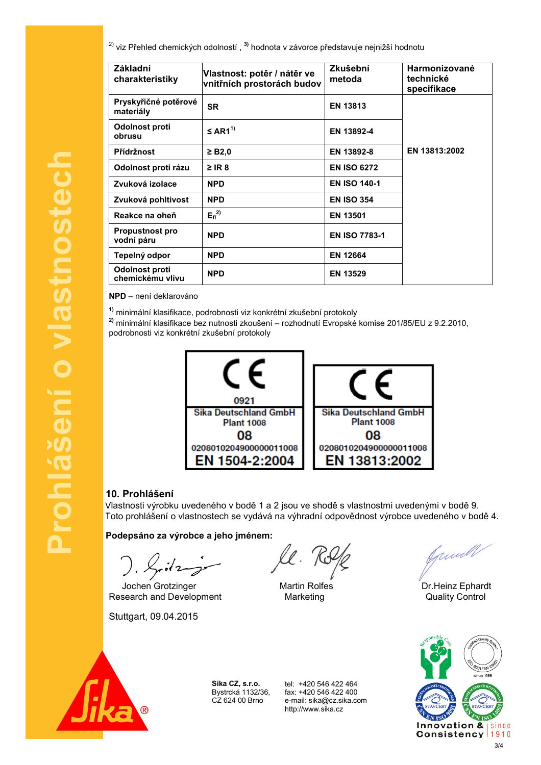[2)] viz Přehled chemických odolností , [3)] hodnota v závorce představuje nejnižší hodnotu

| Základní charakteristiky | Vlastnost: potěr / nátěr ve vnitřních prostorách budov | Zkušební metoda | Harmonizované technické specifikace |
|---|---|---|---|
| **Pryskyřičné potěrové materiály** | **SR** | **EN 13813** | **EN 13813:2002** |
| **Odolnost proti obrusu** | **≤ AR1[1)]** | **EN 13892-4** | |
| **Přídržnost** | **≥ B2,0** | **EN 13892-8** | |
| **Odolnost proti rázu** | **≥ IR 8** | **EN ISO 6272** | |
| **Zvuková izolace** | **NPD** | **EN ISO 140-1** | |
| **Zvuková pohltivost** | **NPD** | **EN ISO 354** | |
| **Reakce na oheň** | **$E_{fl}$[2)]** | **EN 13501** | |
| **Propustnost pro vodní páru** | **NPD** | **EN ISO 7783-1** | |
| **Tepelný odpor** | **NPD** | **EN 12664** | |
| **Odolnost proti chemickému vlivu** | **NPD** | **EN 13529** | |

**NPD** – není deklarováno

[1)] minimální klasifikace, podrobnosti viz konkrétní zkušební protokoly
[2)] minimální klasifikace bez nutnosti zkoušení – rozhodnutí Evropské komise 201/85/EU z 9.2.2010, podrobnosti viz konkrétní zkušební protokoly

| CE |
|---|
| 0921 |
| Sika Deutschland GmbH |
| Plant 1008 |
| 08 |
| 02080102049000000011008 |
| EN 1504-2:2004 |

| CE |
|---|
| Sika Deutschland GmbH |
| Plant 1008 |
| 08 |
| 02080102049000000011008 |
| EN 13813:2002 |

## 10. Prohlášení

Vlastnosti výrobku uvedeného v bodě 1 a 2 jsou ve shodě s vlastnostmi uvedenými v bodě 9.
Toto prohlášení o vlastnostech se vydává na výhradní odpovědnost výrobce uvedeného v bodě 4.

**Podepsáno za výrobce a jeho jménem:**

Jochen Grotzinger
Research and Development

Martin Rolfes
Marketing

Dr.Heinz Ephardt
Quality Control

Stuttgart, 09.04.2015

**Sika CZ, s.r.o.**
Bystrcká 1132/36,
CZ 624 00 Brno

tel: +420 546 422 464
fax: +420 546 422 400
e-mail: sika@cz.sika.com
http://www.sika.cz

Innovation & Consistency since 1910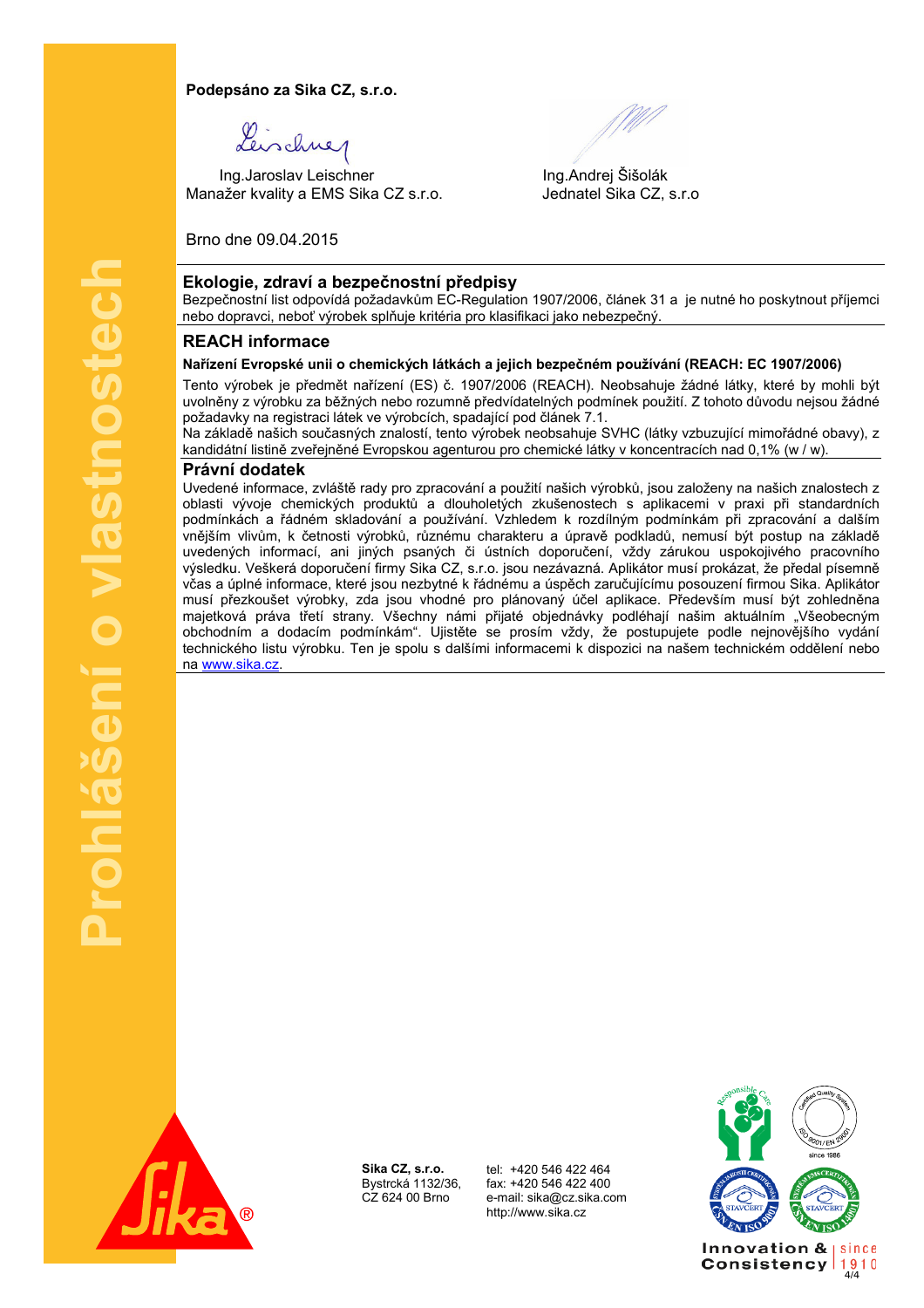**Podepsáno za Sika CZ, s.r.o.**

Ing.Jaroslav Leischner
Manažer kvality a EMS Sika CZ s.r.o.

Ing.Andrej Šišolák
Jednatel Sika CZ, s.r.o

Brno dne 09.04.2015

## Ekologie, zdraví a bezpečnostní předpisy

Bezpečnostní list odpovídá požadavkům EC-Regulation 1907/2006, článek 31 a je nutné ho poskytnout příjemci nebo dopravci, neboť výrobek splňuje kritéria pro klasifikaci jako nebezpečný.

## REACH informace

**Nařízení Evropské unii o chemických látkách a jejich bezpečném používání (REACH: EC 1907/2006)**

Tento výrobek je předmět nařízení (ES) č. 1907/2006 (REACH). Neobsahuje žádné látky, které by mohli být uvolněny z výrobku za běžných nebo rozumně předvídatelných podmínek použití. Z tohoto důvodu nejsou žádné požadavky na registraci látek ve výrobcích, spadající pod článek 7.1.
Na základě našich současných znalostí, tento výrobek neobsahuje SVHC (látky vzbuzující mimořádné obavy), z kandidátní listině zveřejněné Evropskou agenturou pro chemické látky v koncentracích nad 0,1% (w / w).

## Právní dodatek

Uvedené informace, zvláště rady pro zpracování a použití našich výrobků, jsou založeny na našich znalostech z oblasti vývoje chemických produktů a dlouholetých zkušenostech s aplikacemi v praxi při standardních podmínkách a řádném skladování a používání. Vzhledem k rozdílným podmínkám při zpracování a dalším vnějším vlivům, k četnosti výrobků, různému charakteru a úpravě podkladů, nemusí být postup na základě uvedených informací, ani jiných psaných či ústních doporučení, vždy zárukou uspokojivého pracovního výsledku. Veškerá doporučení firmy Sika CZ, s.r.o. jsou nezávazná. Aplikátor musí prokázat, že předal písemně včas a úplné informace, které jsou nezbytné k řádnému a úspěch zaručujícímu posouzení firmou Sika. Aplikátor musí přezkoušet výrobky, zda jsou vhodné pro plánovaný účel aplikace. Především musí být zohledněna majetková práva třetí strany. Všechny námi přijaté objednávky podléhají našim aktuálním „Všeobecným obchodním a dodacím podmínkám". Ujistěte se prosím vždy, že postupujete podle nejnovějšího vydání technického listu výrobku. Ten je spolu s dalšími informacemi k dispozici na našem technickém oddělení nebo na www.sika.cz.

**Sika CZ, s.r.o.**
Bystrcká 1132/36,
CZ 624 00 Brno

tel: +420 546 422 464
fax: +420 546 422 400
e-mail: sika@cz.sika.com
http://www.sika.cz

Innovation & Consistency since 1910